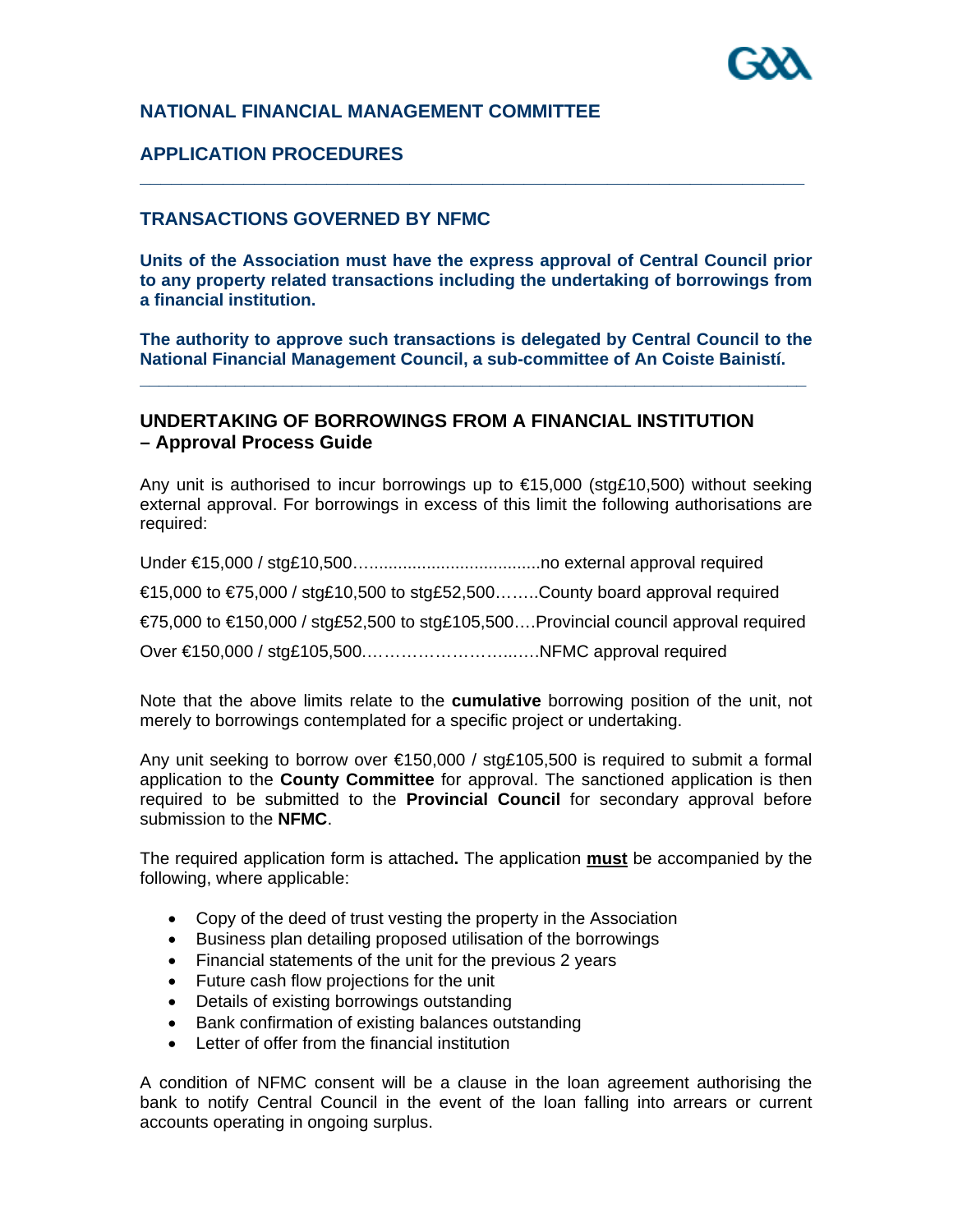## NATIONAL FINANCIAL MANAGEMENT COMMITTEE

## APPLICATION PROCEDURES

---

### TRANSACTIONS GOVERNED BY NFMC

**Units of the Association must have the express approval of Central Council prior to any property related transactions including the undertaking of borrowings from a financial institution.**

**The authority to approve such transactions is delegated by Central Council to the National Financial Management Council, a sub-committee of An Coiste Bainistí.**

---

### UNDERTAKING OF BORROWINGS FROM A FINANCIAL INSTITUTION – Approval Process Guide

Any unit is authorised to incur borrowings up to €15,000 (stg£10,500) without seeking external approval. For borrowings in excess of this limit the following authorisations are required:

Under €15,000 / stg£10,500…...................................no external approval required

€15,000 to €75,000 / stg£10,500 to stg£52,500……..County board approval required

€75,000 to €150,000 / stg£52,500 to stg£105,500….Provincial council approval required

Over €150,000 / stg£105,500.………………………..….NFMC approval required

Note that the above limits relate to the **cumulative** borrowing position of the unit, not merely to borrowings contemplated for a specific project or undertaking.

Any unit seeking to borrow over €150,000 / stg£105,500 is required to submit a formal application to the **County Committee** for approval. The sanctioned application is then required to be submitted to the **Provincial Council** for secondary approval before submission to the **NFMC**.

The required application form is attached**.** The application **<u>must</u>** be accompanied by the following, where applicable:

- Copy of the deed of trust vesting the property in the Association
- Business plan detailing proposed utilisation of the borrowings
- Financial statements of the unit for the previous 2 years
- Future cash flow projections for the unit
- Details of existing borrowings outstanding
- Bank confirmation of existing balances outstanding
- Letter of offer from the financial institution

A condition of NFMC consent will be a clause in the loan agreement authorising the bank to notify Central Council in the event of the loan falling into arrears or current accounts operating in ongoing surplus.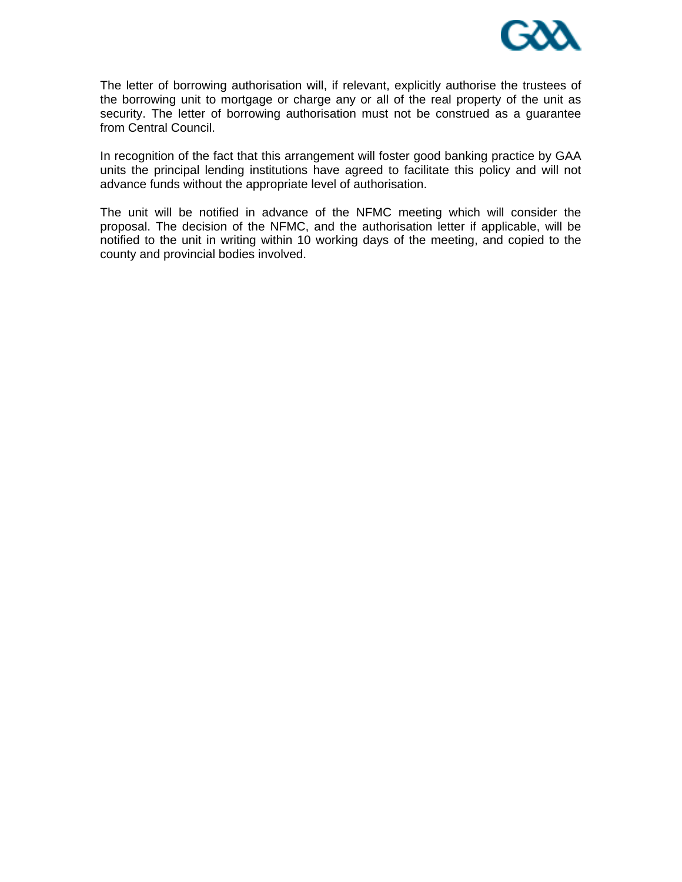The letter of borrowing authorisation will, if relevant, explicitly authorise the trustees of the borrowing unit to mortgage or charge any or all of the real property of the unit as security. The letter of borrowing authorisation must not be construed as a guarantee from Central Council.

In recognition of the fact that this arrangement will foster good banking practice by GAA units the principal lending institutions have agreed to facilitate this policy and will not advance funds without the appropriate level of authorisation.

The unit will be notified in advance of the NFMC meeting which will consider the proposal. The decision of the NFMC, and the authorisation letter if applicable, will be notified to the unit in writing within 10 working days of the meeting, and copied to the county and provincial bodies involved.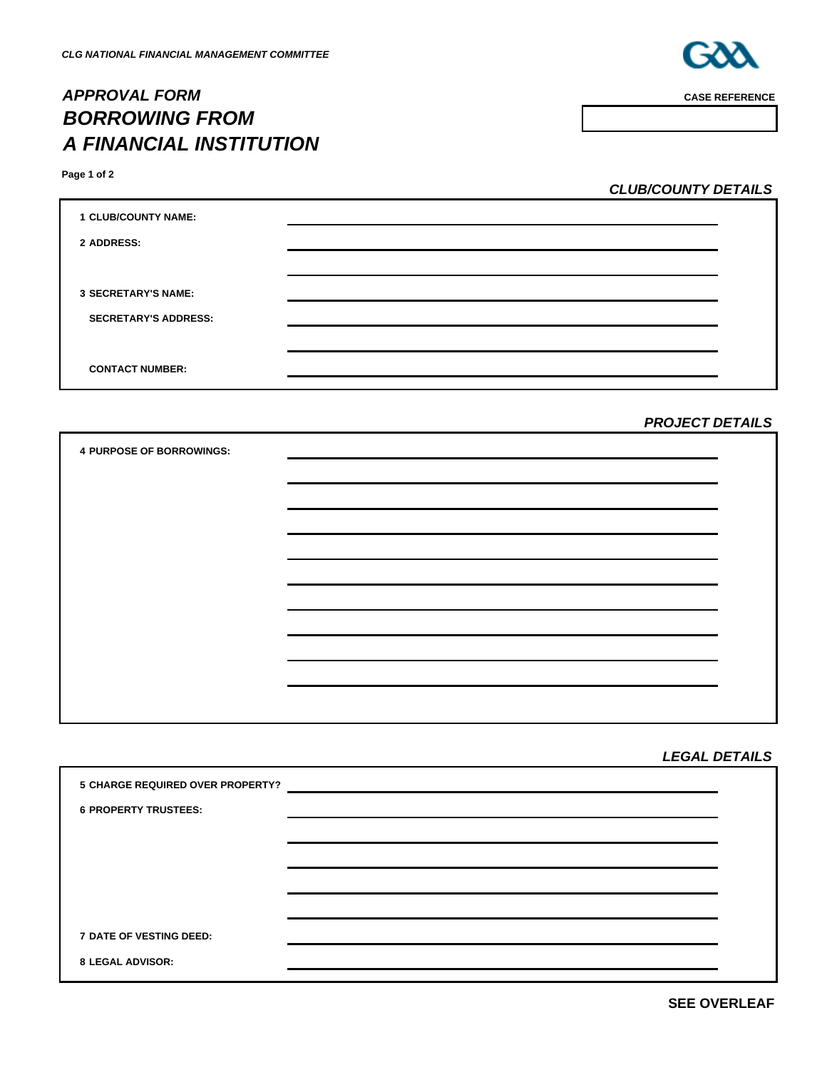*CLG NATIONAL FINANCIAL MANAGEMENT COMMITTEE*

# *APPROVAL FORM*
# *BORROWING FROM A FINANCIAL INSTITUTION*

**CASE REFERENCE**

**Page 1 of 2**

## *CLUB/COUNTY DETAILS*

**1 CLUB/COUNTY NAME:** \_\_\_\_\_\_\_\_\_\_\_\_\_\_\_\_\_\_\_\_

**2 ADDRESS:** \_\_\_\_\_\_\_\_\_\_\_\_\_\_\_\_\_\_\_\_

**3 SECRETARY'S NAME:** \_\_\_\_\_\_\_\_\_\_\_\_\_\_\_\_\_\_\_\_

**SECRETARY'S ADDRESS:** \_\_\_\_\_\_\_\_\_\_\_\_\_\_\_\_\_\_\_\_

**CONTACT NUMBER:** \_\_\_\_\_\_\_\_\_\_\_\_\_\_\_\_\_\_\_\_

## *PROJECT DETAILS*

**4 PURPOSE OF BORROWINGS:** \_\_\_\_\_\_\_\_\_\_\_\_\_\_\_\_\_\_\_\_

## *LEGAL DETAILS*

**5 CHARGE REQUIRED OVER PROPERTY?** \_\_\_\_\_\_\_\_\_\_\_\_\_\_\_\_\_\_\_\_

**6 PROPERTY TRUSTEES:** \_\_\_\_\_\_\_\_\_\_\_\_\_\_\_\_\_\_\_\_

**7 DATE OF VESTING DEED:** \_\_\_\_\_\_\_\_\_\_\_\_\_\_\_\_\_\_\_\_

**8 LEGAL ADVISOR:** \_\_\_\_\_\_\_\_\_\_\_\_\_\_\_\_\_\_\_\_

**SEE OVERLEAF**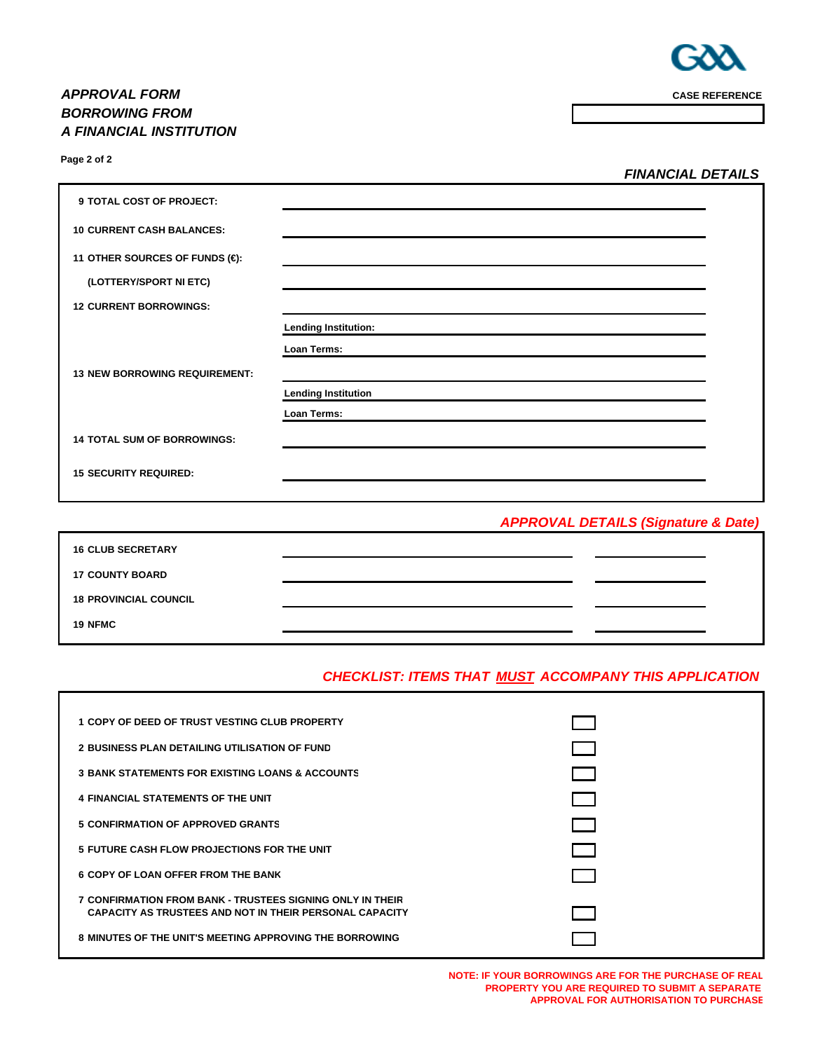# *APPROVAL FORM*
# *BORROWING FROM*
# *A FINANCIAL INSTITUTION*

**CASE REFERENCE**

**Page 2 of 2**

## *FINANCIAL DETAILS*

**9 TOTAL COST OF PROJECT:**

**10 CURRENT CASH BALANCES:**

**11 OTHER SOURCES OF FUNDS (€):**

**(LOTTERY/SPORT NI ETC)**

**12 CURRENT BORROWINGS:**

**Lending Institution:**

**Loan Terms:**

**13 NEW BORROWING REQUIREMENT:**

**Lending Institution**

**Loan Terms:**

**14 TOTAL SUM OF BORROWINGS:**

**15 SECURITY REQUIRED:**

## *APPROVAL DETAILS (Signature & Date)*

**16 CLUB SECRETARY**

**17 COUNTY BOARD**

**18 PROVINCIAL COUNCIL**

**19 NFMC**

## *CHECKLIST: ITEMS THAT MUST ACCOMPANY THIS APPLICATION*

- [ ] **1 COPY OF DEED OF TRUST VESTING CLUB PROPERTY**
- [ ] **2 BUSINESS PLAN DETAILING UTILISATION OF FUND**
- [ ] **3 BANK STATEMENTS FOR EXISTING LOANS & ACCOUNTS**
- [ ] **4 FINANCIAL STATEMENTS OF THE UNIT**
- [ ] **5 CONFIRMATION OF APPROVED GRANTS**
- [ ] **5 FUTURE CASH FLOW PROJECTIONS FOR THE UNIT**
- [ ] **6 COPY OF LOAN OFFER FROM THE BANK**
- [ ] **7 CONFIRMATION FROM BANK - TRUSTEES SIGNING ONLY IN THEIR CAPACITY AS TRUSTEES AND NOT IN THEIR PERSONAL CAPACITY**
- [ ] **8 MINUTES OF THE UNIT'S MEETING APPROVING THE BORROWING**

**NOTE: IF YOUR BORROWINGS ARE FOR THE PURCHASE OF REAL PROPERTY YOU ARE REQUIRED TO SUBMIT A SEPARATE APPROVAL FOR AUTHORISATION TO PURCHASE**